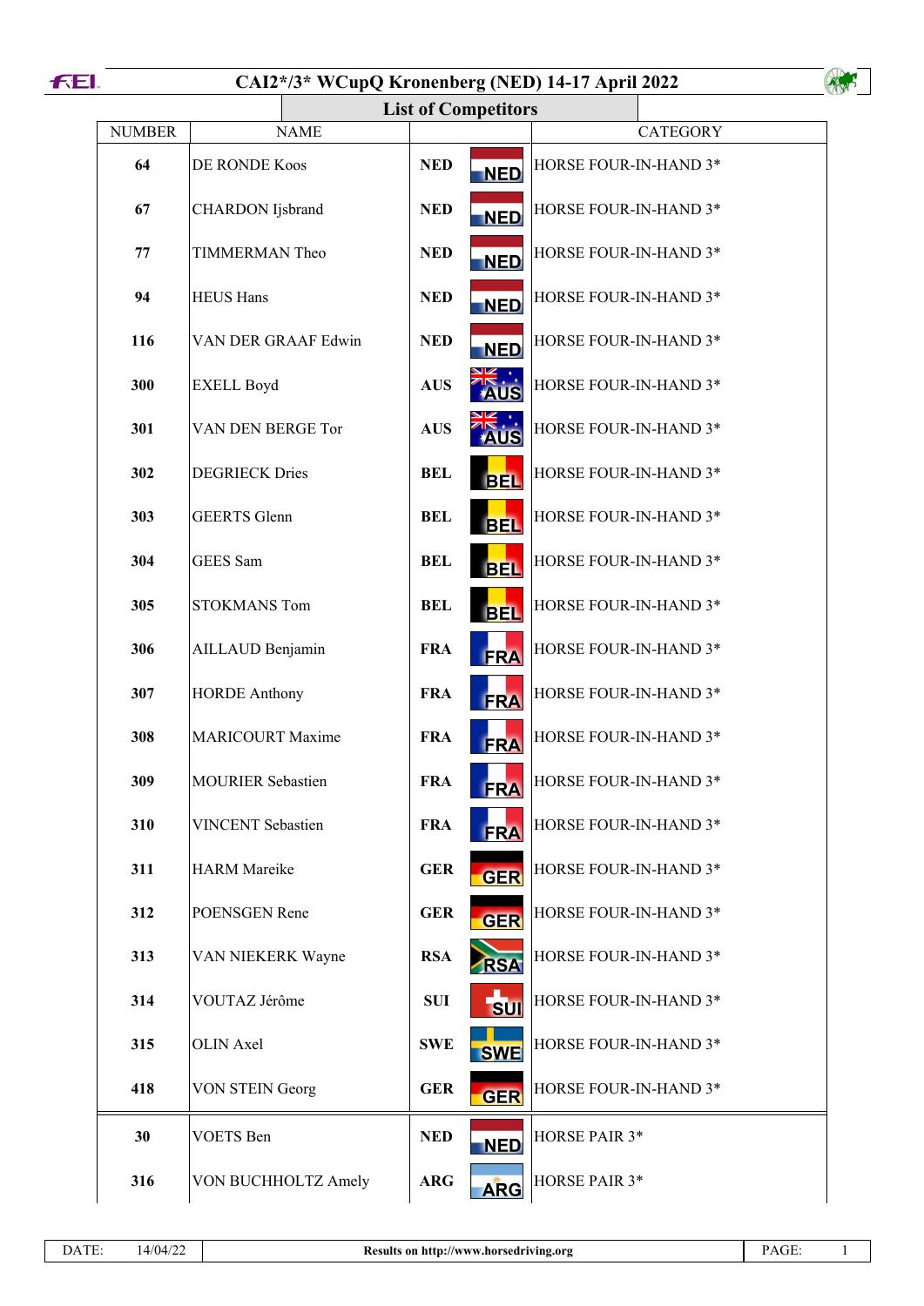# CAI2*/3* WCupQ Kronenberg (NED) 14-17 April 2022

## List of Competitors

| NUMBER | NAME | | CATEGORY |
|---|---|---|---|
| 64 | DE RONDE Koos | NED | HORSE FOUR-IN-HAND 3* |
| 67 | CHARDON Ijsbrand | NED | HORSE FOUR-IN-HAND 3* |
| 77 | TIMMERMAN Theo | NED | HORSE FOUR-IN-HAND 3* |
| 94 | HEUS Hans | NED | HORSE FOUR-IN-HAND 3* |
| 116 | VAN DER GRAAF Edwin | NED | HORSE FOUR-IN-HAND 3* |
| 300 | EXELL Boyd | AUS | HORSE FOUR-IN-HAND 3* |
| 301 | VAN DEN BERGE Tor | AUS | HORSE FOUR-IN-HAND 3* |
| 302 | DEGRIECK Dries | BEL | HORSE FOUR-IN-HAND 3* |
| 303 | GEERTS Glenn | BEL | HORSE FOUR-IN-HAND 3* |
| 304 | GEES Sam | BEL | HORSE FOUR-IN-HAND 3* |
| 305 | STOKMANS Tom | BEL | HORSE FOUR-IN-HAND 3* |
| 306 | AILLAUD Benjamin | FRA | HORSE FOUR-IN-HAND 3* |
| 307 | HORDE Anthony | FRA | HORSE FOUR-IN-HAND 3* |
| 308 | MARICOURT Maxime | FRA | HORSE FOUR-IN-HAND 3* |
| 309 | MOURIER Sebastien | FRA | HORSE FOUR-IN-HAND 3* |
| 310 | VINCENT Sebastien | FRA | HORSE FOUR-IN-HAND 3* |
| 311 | HARM Mareike | GER | HORSE FOUR-IN-HAND 3* |
| 312 | POENSGEN Rene | GER | HORSE FOUR-IN-HAND 3* |
| 313 | VAN NIEKERK Wayne | RSA | HORSE FOUR-IN-HAND 3* |
| 314 | VOUTAZ Jérôme | SUI | HORSE FOUR-IN-HAND 3* |
| 315 | OLIN Axel | SWE | HORSE FOUR-IN-HAND 3* |
| 418 | VON STEIN Georg | GER | HORSE FOUR-IN-HAND 3* |
| 30 | VOETS Ben | NED | HORSE PAIR 3* |
| 316 | VON BUCHHOLTZ Amely | ARG | HORSE PAIR 3* |

DATE: 14/04/22 — Results on http://www.horsedriving.org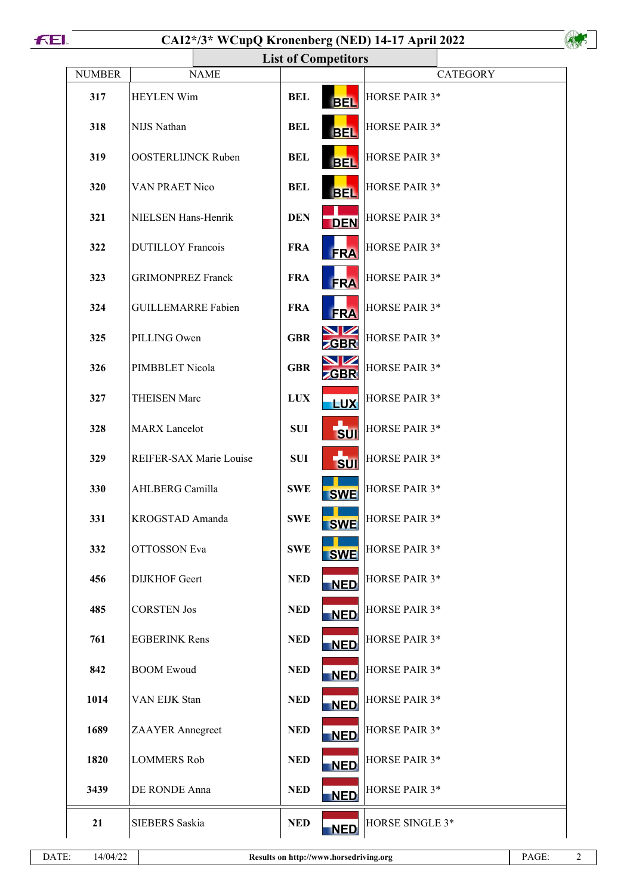# CAI2*/3* WCupQ Kronenberg (NED) 14-17 April 2022

## List of Competitors

| NUMBER | NAME | | CATEGORY |
|---|---|---|---|
| 317 | HEYLEN Wim | BEL | HORSE PAIR 3* |
| 318 | NIJS Nathan | BEL | HORSE PAIR 3* |
| 319 | OOSTERLIJNCK Ruben | BEL | HORSE PAIR 3* |
| 320 | VAN PRAET Nico | BEL | HORSE PAIR 3* |
| 321 | NIELSEN Hans-Henrik | DEN | HORSE PAIR 3* |
| 322 | DUTILLOY Francois | FRA | HORSE PAIR 3* |
| 323 | GRIMONPREZ Franck | FRA | HORSE PAIR 3* |
| 324 | GUILLEMARRE Fabien | FRA | HORSE PAIR 3* |
| 325 | PILLING Owen | GBR | HORSE PAIR 3* |
| 326 | PIMBBLET Nicola | GBR | HORSE PAIR 3* |
| 327 | THEISEN Marc | LUX | HORSE PAIR 3* |
| 328 | MARX Lancelot | SUI | HORSE PAIR 3* |
| 329 | REIFER-SAX Marie Louise | SUI | HORSE PAIR 3* |
| 330 | AHLBERG Camilla | SWE | HORSE PAIR 3* |
| 331 | KROGSTAD Amanda | SWE | HORSE PAIR 3* |
| 332 | OTTOSSON Eva | SWE | HORSE PAIR 3* |
| 456 | DIJKHOF Geert | NED | HORSE PAIR 3* |
| 485 | CORSTEN Jos | NED | HORSE PAIR 3* |
| 761 | EGBERINK Rens | NED | HORSE PAIR 3* |
| 842 | BOOM Ewoud | NED | HORSE PAIR 3* |
| 1014 | VAN EIJK Stan | NED | HORSE PAIR 3* |
| 1689 | ZAAYER Annegreet | NED | HORSE PAIR 3* |
| 1820 | LOMMERS Rob | NED | HORSE PAIR 3* |
| 3439 | DE RONDE Anna | NED | HORSE PAIR 3* |
| 21 | SIEBERS Saskia | NED | HORSE SINGLE 3* |

DATE: 14/04/22 | Results on http://www.horsedriving.org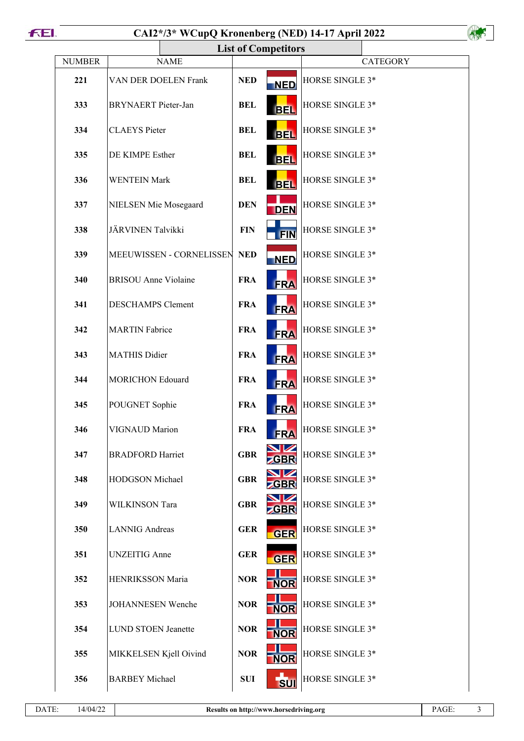# CAI2*/3* WCupQ Kronenberg (NED) 14-17 April 2022

## List of Competitors

| NUMBER | NAME | | | CATEGORY |
|---|---|---|---|---|
| 221 | VAN DER DOELEN Frank | NED | NED | HORSE SINGLE 3* |
| 333 | BRYNAERT Pieter-Jan | BEL | BEL | HORSE SINGLE 3* |
| 334 | CLAEYS Pieter | BEL | BEL | HORSE SINGLE 3* |
| 335 | DE KIMPE Esther | BEL | BEL | HORSE SINGLE 3* |
| 336 | WENTEIN Mark | BEL | BEL | HORSE SINGLE 3* |
| 337 | NIELSEN Mie Mosegaard | DEN | DEN | HORSE SINGLE 3* |
| 338 | JÄRVINEN Talvikki | FIN | FIN | HORSE SINGLE 3* |
| 339 | MEEUWISSEN - CORNELISSEN | NED | NED | HORSE SINGLE 3* |
| 340 | BRISOU Anne Violaine | FRA | FRA | HORSE SINGLE 3* |
| 341 | DESCHAMPS Clement | FRA | FRA | HORSE SINGLE 3* |
| 342 | MARTIN Fabrice | FRA | FRA | HORSE SINGLE 3* |
| 343 | MATHIS Didier | FRA | FRA | HORSE SINGLE 3* |
| 344 | MORICHON Edouard | FRA | FRA | HORSE SINGLE 3* |
| 345 | POUGNET Sophie | FRA | FRA | HORSE SINGLE 3* |
| 346 | VIGNAUD Marion | FRA | FRA | HORSE SINGLE 3* |
| 347 | BRADFORD Harriet | GBR | GBR | HORSE SINGLE 3* |
| 348 | HODGSON Michael | GBR | GBR | HORSE SINGLE 3* |
| 349 | WILKINSON Tara | GBR | GBR | HORSE SINGLE 3* |
| 350 | LANNIG Andreas | GER | GER | HORSE SINGLE 3* |
| 351 | UNZEITIG Anne | GER | GER | HORSE SINGLE 3* |
| 352 | HENRIKSSON Maria | NOR | NOR | HORSE SINGLE 3* |
| 353 | JOHANNESEN Wenche | NOR | NOR | HORSE SINGLE 3* |
| 354 | LUND STOEN Jeanette | NOR | NOR | HORSE SINGLE 3* |
| 355 | MIKKELSEN Kjell Oivind | NOR | NOR | HORSE SINGLE 3* |
| 356 | BARBEY Michael | SUI | SUI | HORSE SINGLE 3* |

DATE: 14/04/22 | Results on http://www.horsedriving.org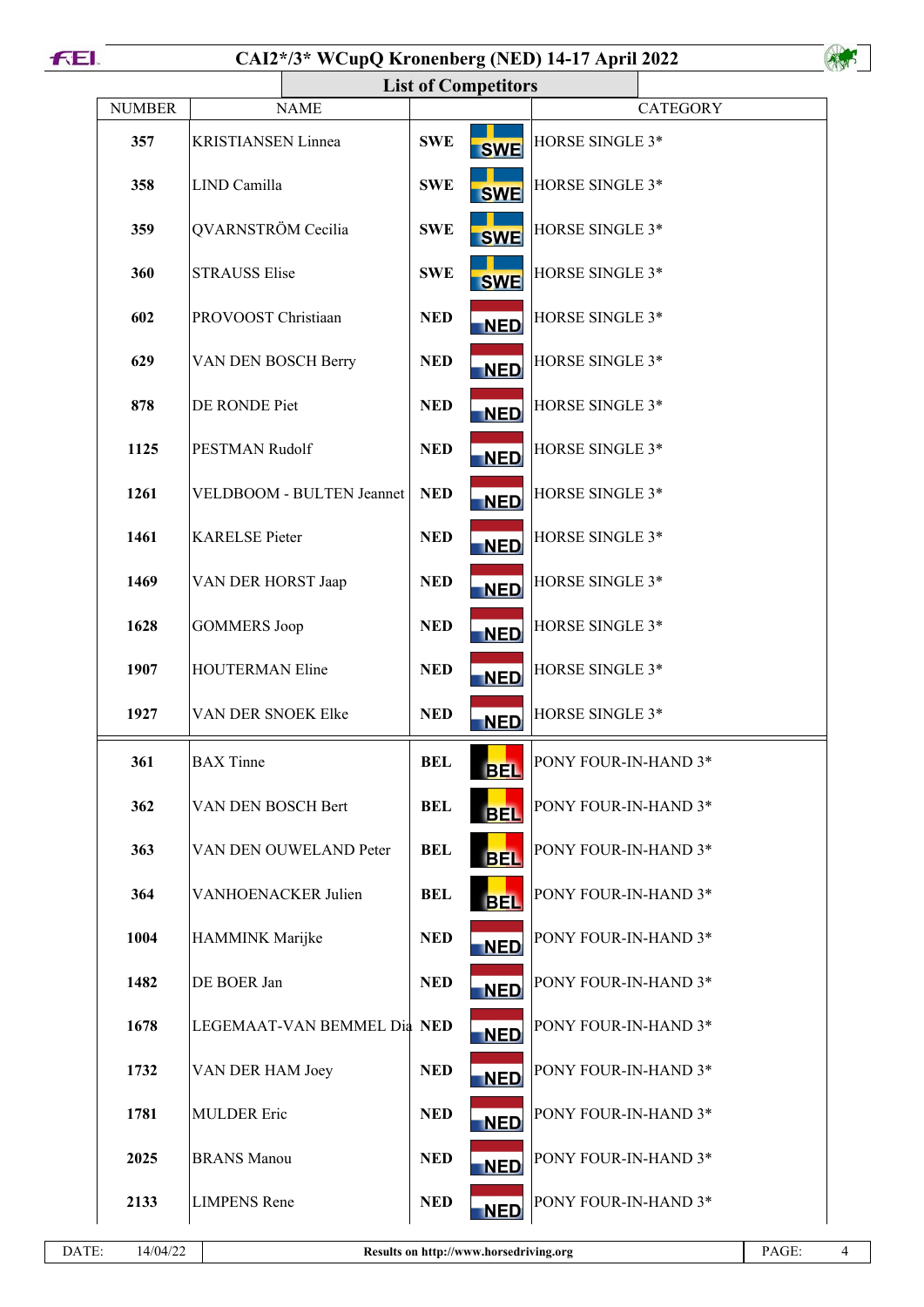# CAI2*/3* WCupQ Kronenberg (NED) 14-17 April 2022

## List of Competitors

| NUMBER | NAME | | CATEGORY |
|---|---|---|---|
| 357 | KRISTIANSEN Linnea | SWE | HORSE SINGLE 3* |
| 358 | LIND Camilla | SWE | HORSE SINGLE 3* |
| 359 | QVARNSTRÖM Cecilia | SWE | HORSE SINGLE 3* |
| 360 | STRAUSS Elise | SWE | HORSE SINGLE 3* |
| 602 | PROVOOST Christiaan | NED | HORSE SINGLE 3* |
| 629 | VAN DEN BOSCH Berry | NED | HORSE SINGLE 3* |
| 878 | DE RONDE Piet | NED | HORSE SINGLE 3* |
| 1125 | PESTMAN Rudolf | NED | HORSE SINGLE 3* |
| 1261 | VELDBOOM - BULTEN Jeannet | NED | HORSE SINGLE 3* |
| 1461 | KARELSE Pieter | NED | HORSE SINGLE 3* |
| 1469 | VAN DER HORST Jaap | NED | HORSE SINGLE 3* |
| 1628 | GOMMERS Joop | NED | HORSE SINGLE 3* |
| 1907 | HOUTERMAN Eline | NED | HORSE SINGLE 3* |
| 1927 | VAN DER SNOEK Elke | NED | HORSE SINGLE 3* |
| 361 | BAX Tinne | BEL | PONY FOUR-IN-HAND 3* |
| 362 | VAN DEN BOSCH Bert | BEL | PONY FOUR-IN-HAND 3* |
| 363 | VAN DEN OUWELAND Peter | BEL | PONY FOUR-IN-HAND 3* |
| 364 | VANHOENACKER Julien | BEL | PONY FOUR-IN-HAND 3* |
| 1004 | HAMMINK Marijke | NED | PONY FOUR-IN-HAND 3* |
| 1482 | DE BOER Jan | NED | PONY FOUR-IN-HAND 3* |
| 1678 | LEGEMAAT-VAN BEMMEL Dia | NED | PONY FOUR-IN-HAND 3* |
| 1732 | VAN DER HAM Joey | NED | PONY FOUR-IN-HAND 3* |
| 1781 | MULDER Eric | NED | PONY FOUR-IN-HAND 3* |
| 2025 | BRANS Manou | NED | PONY FOUR-IN-HAND 3* |
| 2133 | LIMPENS Rene | NED | PONY FOUR-IN-HAND 3* |

DATE: 14/04/22 — Results on http://www.horsedriving.org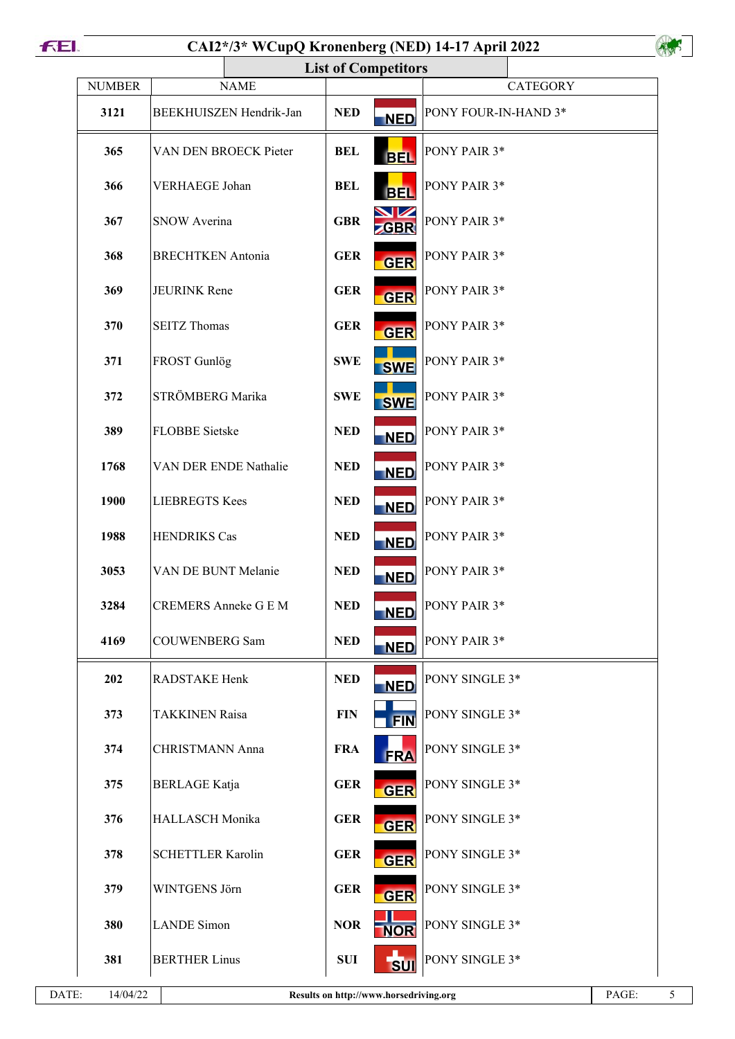# CAI2*/3* WCupQ Kronenberg (NED) 14-17 April 2022

## List of Competitors

| NUMBER | NAME | | | CATEGORY |
|---|---|---|---|---|
| 3121 | BEEKHUISZEN Hendrik-Jan | NED | NED | PONY FOUR-IN-HAND 3* |
| 365 | VAN DEN BROECK Pieter | BEL | BEL | PONY PAIR 3* |
| 366 | VERHAEGE Johan | BEL | BEL | PONY PAIR 3* |
| 367 | SNOW Averina | GBR | GBR | PONY PAIR 3* |
| 368 | BRECHTKEN Antonia | GER | GER | PONY PAIR 3* |
| 369 | JEURINK Rene | GER | GER | PONY PAIR 3* |
| 370 | SEITZ Thomas | GER | GER | PONY PAIR 3* |
| 371 | FROST Gunlög | SWE | SWE | PONY PAIR 3* |
| 372 | STRÖMBERG Marika | SWE | SWE | PONY PAIR 3* |
| 389 | FLOBBE Sietske | NED | NED | PONY PAIR 3* |
| 1768 | VAN DER ENDE Nathalie | NED | NED | PONY PAIR 3* |
| 1900 | LIEBREGTS Kees | NED | NED | PONY PAIR 3* |
| 1988 | HENDRIKS Cas | NED | NED | PONY PAIR 3* |
| 3053 | VAN DE BUNT Melanie | NED | NED | PONY PAIR 3* |
| 3284 | CREMERS Anneke G E M | NED | NED | PONY PAIR 3* |
| 4169 | COUWENBERG Sam | NED | NED | PONY PAIR 3* |
| 202 | RADSTAKE Henk | NED | NED | PONY SINGLE 3* |
| 373 | TAKKINEN Raisa | FIN | FIN | PONY SINGLE 3* |
| 374 | CHRISTMANN Anna | FRA | FRA | PONY SINGLE 3* |
| 375 | BERLAGE Katja | GER | GER | PONY SINGLE 3* |
| 376 | HALLASCH Monika | GER | GER | PONY SINGLE 3* |
| 378 | SCHETTLER Karolin | GER | GER | PONY SINGLE 3* |
| 379 | WINTGENS Jörn | GER | GER | PONY SINGLE 3* |
| 380 | LANDE Simon | NOR | NOR | PONY SINGLE 3* |
| 381 | BERTHER Linus | SUI | SUI | PONY SINGLE 3* |

DATE: 14/04/22 — Results on http://www.horsedriving.org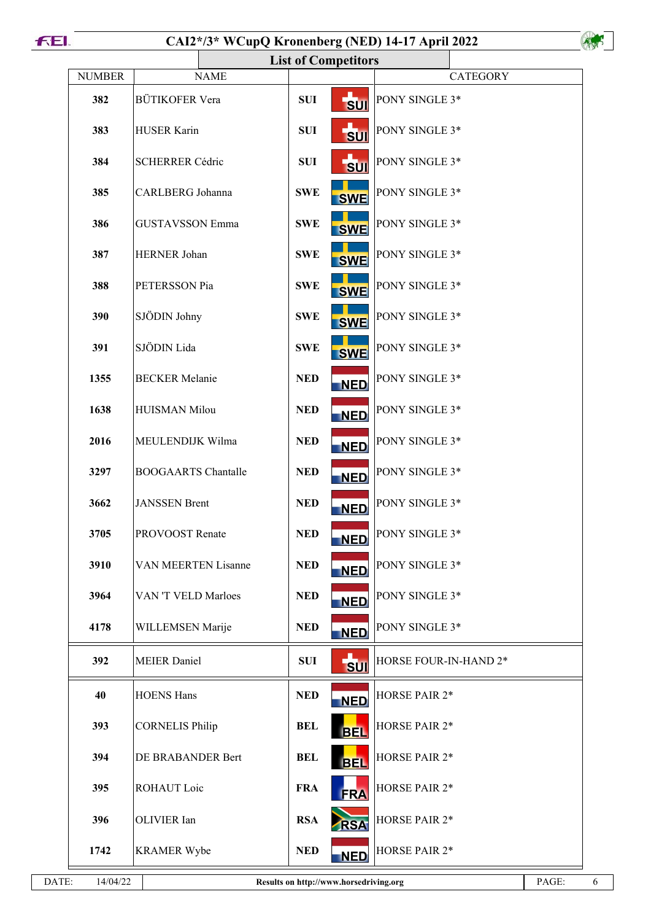## List of Competitors

| NUMBER | NAME | | | CATEGORY |
|---|---|---|---|---|
| 382 | BÜTIKOFER Vera | SUI | SUI | PONY SINGLE 3* |
| 383 | HUSER Karin | SUI | SUI | PONY SINGLE 3* |
| 384 | SCHERRER Cédric | SUI | SUI | PONY SINGLE 3* |
| 385 | CARLBERG Johanna | SWE | SWE | PONY SINGLE 3* |
| 386 | GUSTAVSSON Emma | SWE | SWE | PONY SINGLE 3* |
| 387 | HERNER Johan | SWE | SWE | PONY SINGLE 3* |
| 388 | PETERSSON Pia | SWE | SWE | PONY SINGLE 3* |
| 390 | SJÖDIN Johny | SWE | SWE | PONY SINGLE 3* |
| 391 | SJÖDIN Lida | SWE | SWE | PONY SINGLE 3* |
| 1355 | BECKER Melanie | NED | NED | PONY SINGLE 3* |
| 1638 | HUISMAN Milou | NED | NED | PONY SINGLE 3* |
| 2016 | MEULENDIJK Wilma | NED | NED | PONY SINGLE 3* |
| 3297 | BOOGAARTS Chantalle | NED | NED | PONY SINGLE 3* |
| 3662 | JANSSEN Brent | NED | NED | PONY SINGLE 3* |
| 3705 | PROVOOST Renate | NED | NED | PONY SINGLE 3* |
| 3910 | VAN MEERTEN Lisanne | NED | NED | PONY SINGLE 3* |
| 3964 | VAN 'T VELD Marloes | NED | NED | PONY SINGLE 3* |
| 4178 | WILLEMSEN Marije | NED | NED | PONY SINGLE 3* |
| 392 | MEIER Daniel | SUI | SUI | HORSE FOUR-IN-HAND 2* |
| 40 | HOENS Hans | NED | NED | HORSE PAIR 2* |
| 393 | CORNELIS Philip | BEL | BEL | HORSE PAIR 2* |
| 394 | DE BRABANDER Bert | BEL | BEL | HORSE PAIR 2* |
| 395 | ROHAUT Loic | FRA | FRA | HORSE PAIR 2* |
| 396 | OLIVIER Ian | RSA | RSA | HORSE PAIR 2* |
| 1742 | KRAMER Wybe | NED | NED | HORSE PAIR 2* |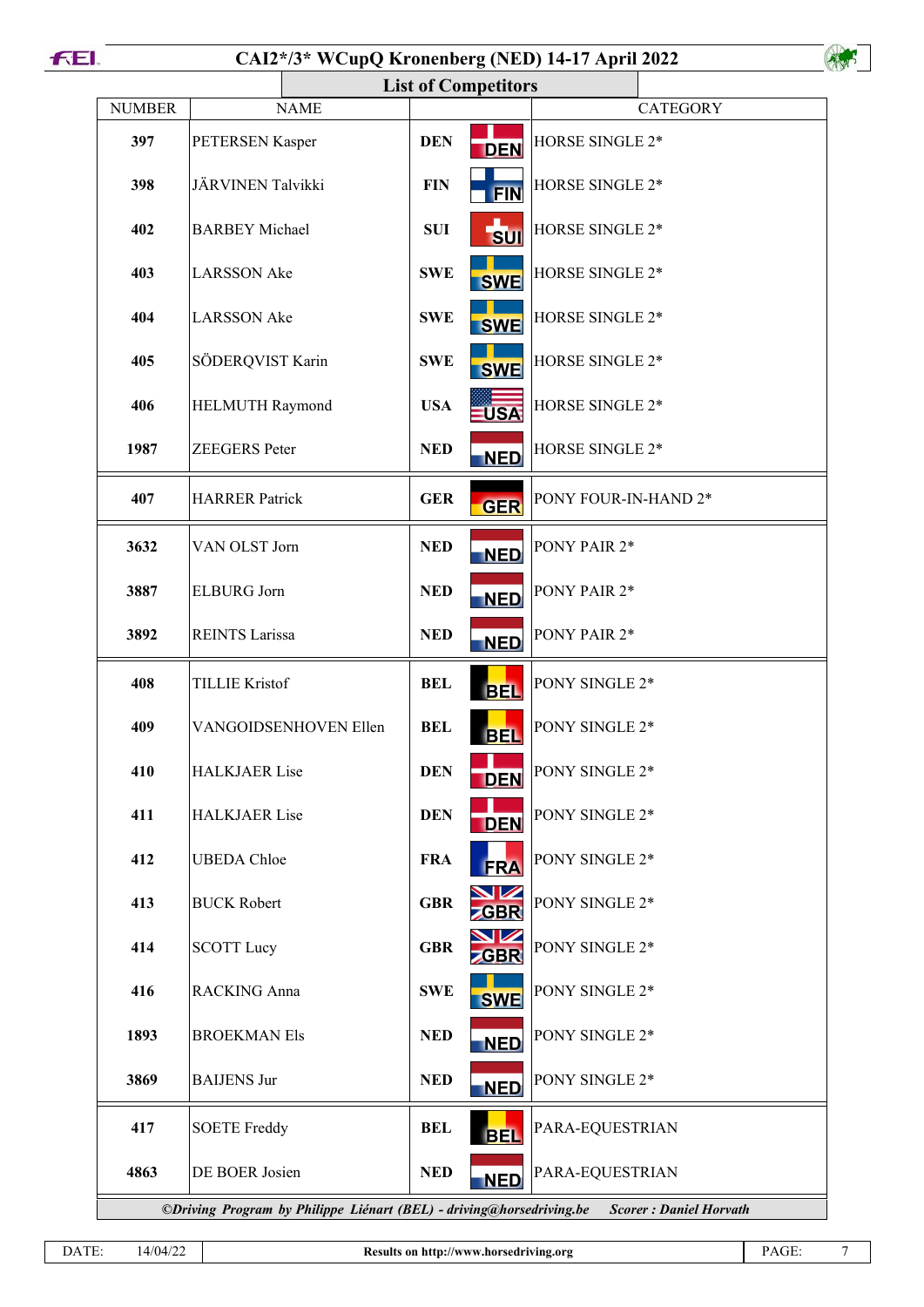# CAI2*/3* WCupQ Kronenberg (NED) 14-17 April 2022

## List of Competitors

| NUMBER | NAME | | CATEGORY |
|---|---|---|---|
| 397 | PETERSEN Kasper | DEN | HORSE SINGLE 2* |
| 398 | JÄRVINEN Talvikki | FIN | HORSE SINGLE 2* |
| 402 | BARBEY Michael | SUI | HORSE SINGLE 2* |
| 403 | LARSSON Ake | SWE | HORSE SINGLE 2* |
| 404 | LARSSON Ake | SWE | HORSE SINGLE 2* |
| 405 | SÖDERQVIST Karin | SWE | HORSE SINGLE 2* |
| 406 | HELMUTH Raymond | USA | HORSE SINGLE 2* |
| 1987 | ZEEGERS Peter | NED | HORSE SINGLE 2* |
| 407 | HARRER Patrick | GER | PONY FOUR-IN-HAND 2* |
| 3632 | VAN OLST Jorn | NED | PONY PAIR 2* |
| 3887 | ELBURG Jorn | NED | PONY PAIR 2* |
| 3892 | REINTS Larissa | NED | PONY PAIR 2* |
| 408 | TILLIE Kristof | BEL | PONY SINGLE 2* |
| 409 | VANGOIDSENHOVEN Ellen | BEL | PONY SINGLE 2* |
| 410 | HALKJAER Lise | DEN | PONY SINGLE 2* |
| 411 | HALKJAER Lise | DEN | PONY SINGLE 2* |
| 412 | UBEDA Chloe | FRA | PONY SINGLE 2* |
| 413 | BUCK Robert | GBR | PONY SINGLE 2* |
| 414 | SCOTT Lucy | GBR | PONY SINGLE 2* |
| 416 | RACKING Anna | SWE | PONY SINGLE 2* |
| 1893 | BROEKMAN Els | NED | PONY SINGLE 2* |
| 3869 | BAIJENS Jur | NED | PONY SINGLE 2* |
| 417 | SOETE Freddy | BEL | PARA-EQUESTRIAN |
| 4863 | DE BOER Josien | NED | PARA-EQUESTRIAN |

*©Driving Program by Philippe Liénart (BEL) - driving@horsedriving.be     Scorer : Daniel Horvath*

DATE: 14/04/22 | Results on http://www.horsedriving.org